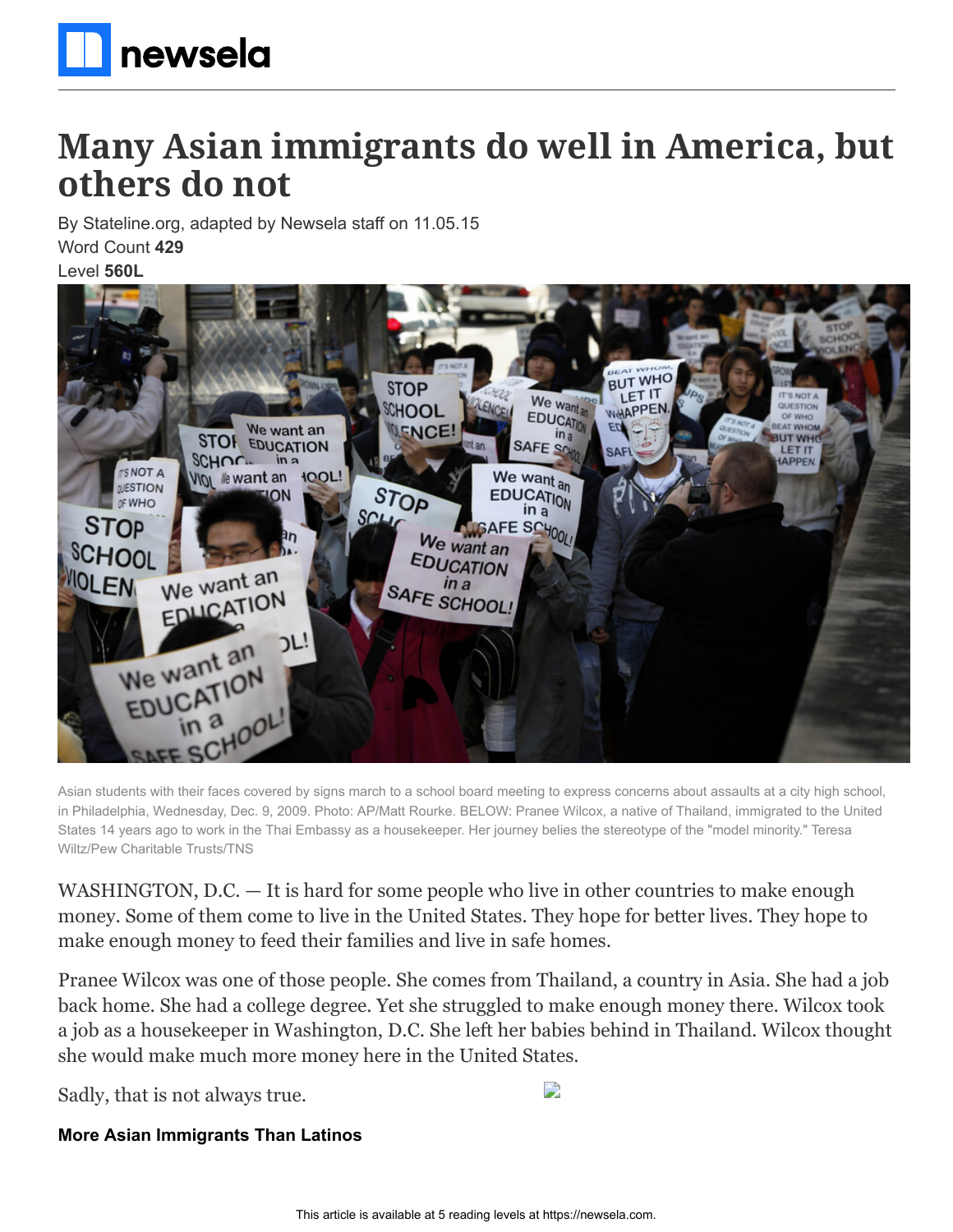# Many Asian immigrants do well in America, but others do not

By Stateline.org, adapted by Newsela staff on 11.05.15

Word Count **429**

Level **560L**

Asian students with their faces covered by signs march to a school board meeting to express concerns about assaults at a city high school, in Philadelphia, Wednesday, Dec. 9, 2009. Photo: AP/Matt Rourke. BELOW: Pranee Wilcox, a native of Thailand, immigrated to the United States 14 years ago to work in the Thai Embassy as a housekeeper. Her journey belies the stereotype of the "model minority." Teresa Wiltz/Pew Charitable Trusts/TNS

WASHINGTON, D.C. — It is hard for some people who live in other countries to make enough money. Some of them come to live in the United States. They hope for better lives. They hope to make enough money to feed their families and live in safe homes.

Pranee Wilcox was one of those people. She comes from Thailand, a country in Asia. She had a job back home. She had a college degree. Yet she struggled to make enough money there. Wilcox took a job as a housekeeper in Washington, D.C. She left her babies behind in Thailand. Wilcox thought she would make much more money here in the United States.

Sadly, that is not always true.

**More Asian Immigrants Than Latinos**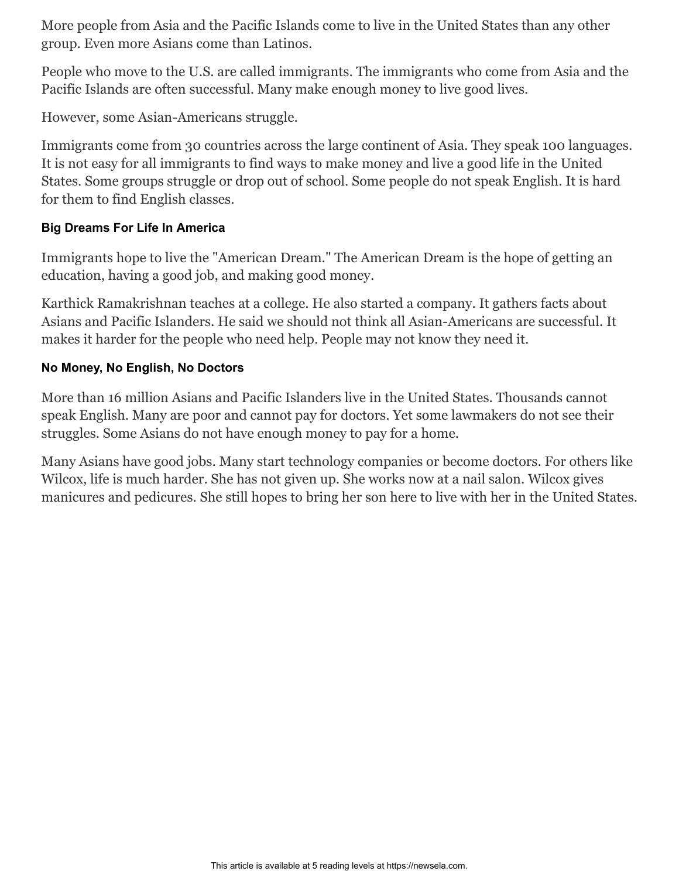More people from Asia and the Pacific Islands come to live in the United States than any other group. Even more Asians come than Latinos.

People who move to the U.S. are called immigrants. The immigrants who come from Asia and the Pacific Islands are often successful. Many make enough money to live good lives.

However, some Asian-Americans struggle.

Immigrants come from 30 countries across the large continent of Asia. They speak 100 languages. It is not easy for all immigrants to find ways to make money and live a good life in the United States. Some groups struggle or drop out of school. Some people do not speak English. It is hard for them to find English classes.

### Big Dreams For Life In America

Immigrants hope to live the "American Dream." The American Dream is the hope of getting an education, having a good job, and making good money.

Karthick Ramakrishnan teaches at a college. He also started a company. It gathers facts about Asians and Pacific Islanders. He said we should not think all Asian-Americans are successful. It makes it harder for the people who need help. People may not know they need it.

### No Money, No English, No Doctors

More than 16 million Asians and Pacific Islanders live in the United States. Thousands cannot speak English. Many are poor and cannot pay for doctors. Yet some lawmakers do not see their struggles. Some Asians do not have enough money to pay for a home.

Many Asians have good jobs. Many start technology companies or become doctors. For others like Wilcox, life is much harder. She has not given up. She works now at a nail salon. Wilcox gives manicures and pedicures. She still hopes to bring her son here to live with her in the United States.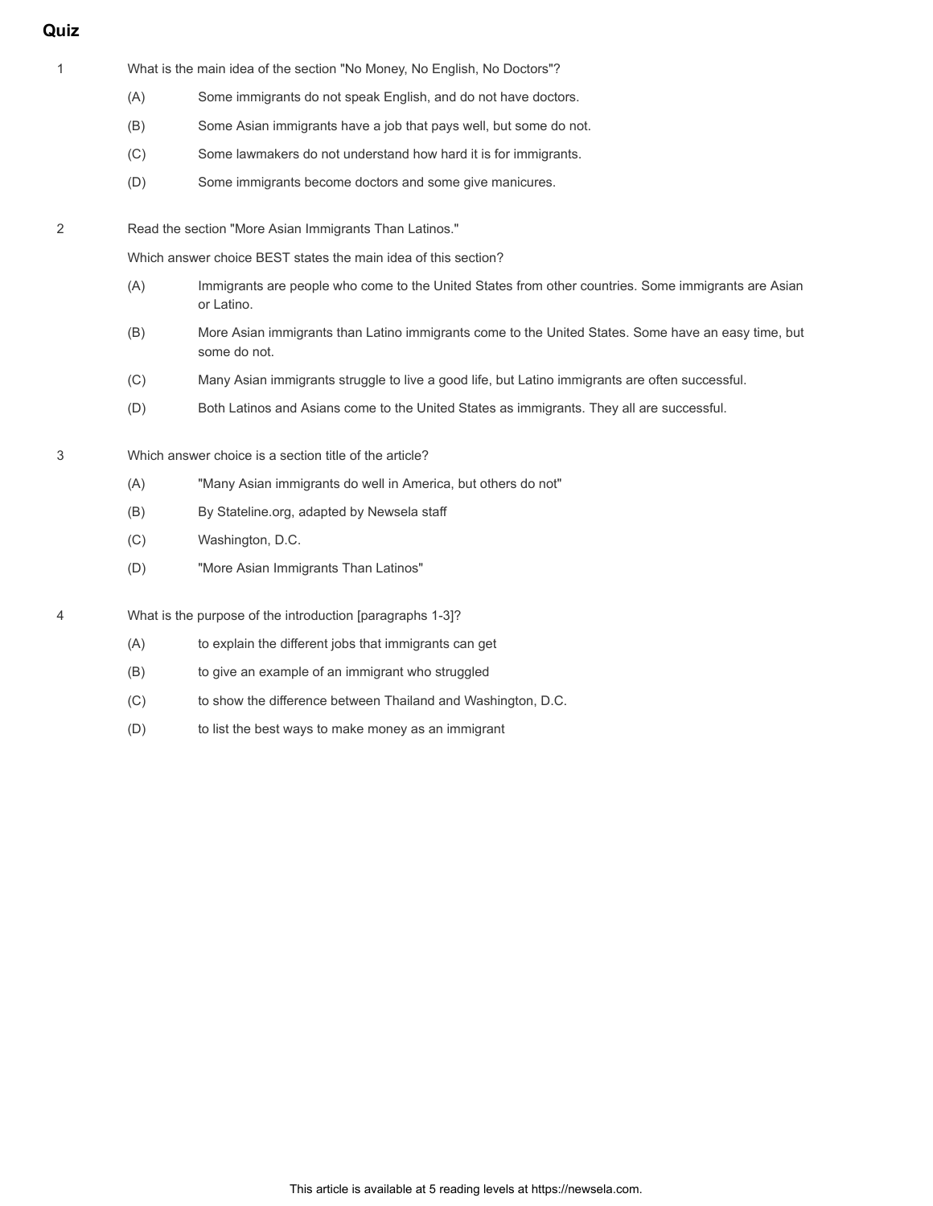## Quiz

1. What is the main idea of the section "No Money, No English, No Doctors"?

   (A) Some immigrants do not speak English, and do not have doctors.

   (B) Some Asian immigrants have a job that pays well, but some do not.

   (C) Some lawmakers do not understand how hard it is for immigrants.

   (D) Some immigrants become doctors and some give manicures.

2. Read the section "More Asian Immigrants Than Latinos."

   Which answer choice BEST states the main idea of this section?

   (A) Immigrants are people who come to the United States from other countries. Some immigrants are Asian or Latino.

   (B) More Asian immigrants than Latino immigrants come to the United States. Some have an easy time, but some do not.

   (C) Many Asian immigrants struggle to live a good life, but Latino immigrants are often successful.

   (D) Both Latinos and Asians come to the United States as immigrants. They all are successful.

3. Which answer choice is a section title of the article?

   (A) "Many Asian immigrants do well in America, but others do not"

   (B) By Stateline.org, adapted by Newsela staff

   (C) Washington, D.C.

   (D) "More Asian Immigrants Than Latinos"

4. What is the purpose of the introduction [paragraphs 1-3]?

   (A) to explain the different jobs that immigrants can get

   (B) to give an example of an immigrant who struggled

   (C) to show the difference between Thailand and Washington, D.C.

   (D) to list the best ways to make money as an immigrant